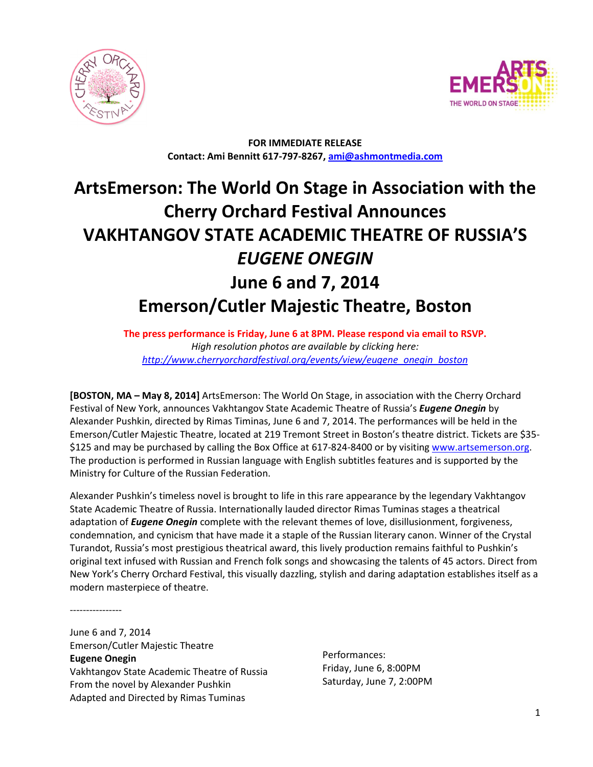**FOR IMMEDIATE RELEASE**
**Contact: Ami Bennitt 617-797-8267, ami@ashmontmedia.com**

# ArtsEmerson: The World On Stage in Association with the Cherry Orchard Festival Announces VAKHTANGOV STATE ACADEMIC THEATRE OF RUSSIA'S *EUGENE ONEGIN* June 6 and 7, 2014 Emerson/Cutler Majestic Theatre, Boston

**The press performance is Friday, June 6 at 8PM. Please respond via email to RSVP.**
*High resolution photos are available by clicking here:*
*http://www.cherryorchardfestival.org/events/view/eugene_onegin_boston*

**[BOSTON, MA – May 8, 2014]** ArtsEmerson: The World On Stage, in association with the Cherry Orchard Festival of New York, announces Vakhtangov State Academic Theatre of Russia's ***Eugene Onegin*** by Alexander Pushkin, directed by Rimas Timinas, June 6 and 7, 2014. The performances will be held in the Emerson/Cutler Majestic Theatre, located at 219 Tremont Street in Boston's theatre district. Tickets are $35-$125 and may be purchased by calling the Box Office at 617-824-8400 or by visiting www.artsemerson.org. The production is performed in Russian language with English subtitles features and is supported by the Ministry for Culture of the Russian Federation.

Alexander Pushkin's timeless novel is brought to life in this rare appearance by the legendary Vakhtangov State Academic Theatre of Russia. Internationally lauded director Rimas Tuminas stages a theatrical adaptation of ***Eugene Onegin*** complete with the relevant themes of love, disillusionment, forgiveness, condemnation, and cynicism that have made it a staple of the Russian literary canon. Winner of the Crystal Turandot, Russia's most prestigious theatrical award, this lively production remains faithful to Pushkin's original text infused with Russian and French folk songs and showcasing the talents of 45 actors. Direct from New York's Cherry Orchard Festival, this visually dazzling, stylish and daring adaptation establishes itself as a modern masterpiece of theatre.

----------------

June 6 and 7, 2014
Emerson/Cutler Majestic Theatre
**Eugene Onegin**
Vakhtangov State Academic Theatre of Russia
From the novel by Alexander Pushkin
Adapted and Directed by Rimas Tuminas

Performances:
Friday, June 6, 8:00PM
Saturday, June 7, 2:00PM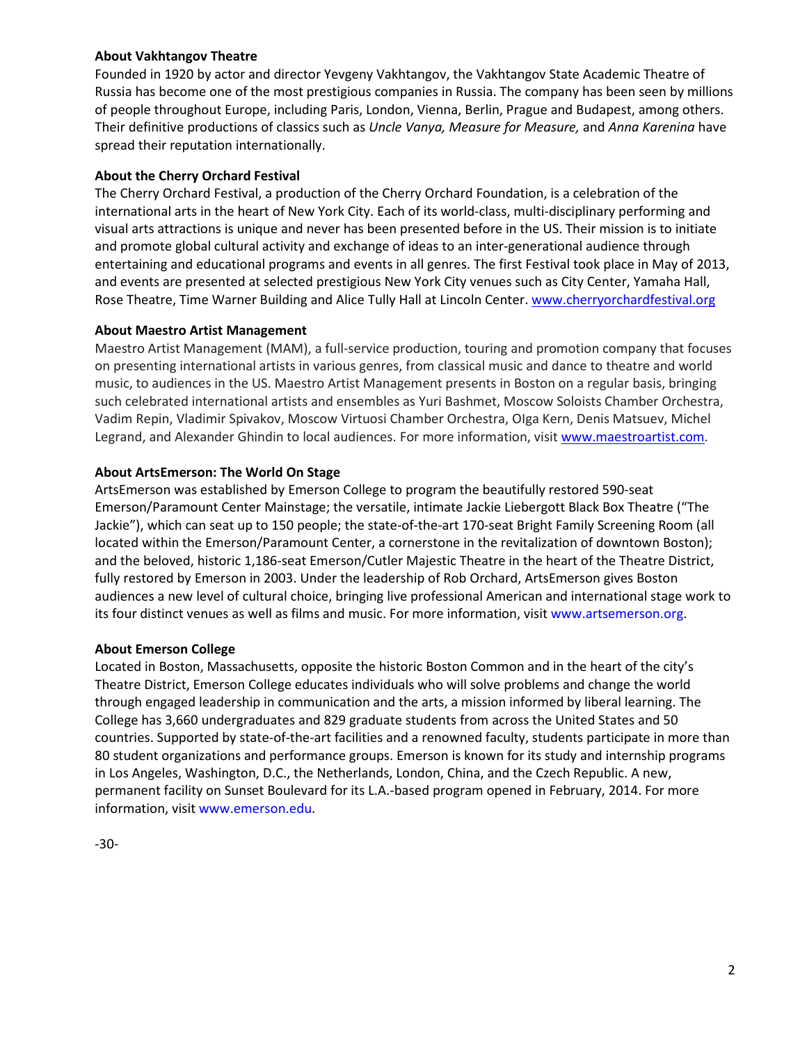**About Vakhtangov Theatre**
Founded in 1920 by actor and director Yevgeny Vakhtangov, the Vakhtangov State Academic Theatre of Russia has become one of the most prestigious companies in Russia. The company has been seen by millions of people throughout Europe, including Paris, London, Vienna, Berlin, Prague and Budapest, among others. Their definitive productions of classics such as *Uncle Vanya, Measure for Measure,* and *Anna Karenina* have spread their reputation internationally.

**About the Cherry Orchard Festival**
The Cherry Orchard Festival, a production of the Cherry Orchard Foundation, is a celebration of the international arts in the heart of New York City. Each of its world-class, multi-disciplinary performing and visual arts attractions is unique and never has been presented before in the US. Their mission is to initiate and promote global cultural activity and exchange of ideas to an inter-generational audience through entertaining and educational programs and events in all genres. The first Festival took place in May of 2013, and events are presented at selected prestigious New York City venues such as City Center, Yamaha Hall, Rose Theatre, Time Warner Building and Alice Tully Hall at Lincoln Center. www.cherryorchardfestival.org

**About Maestro Artist Management**
Maestro Artist Management (MAM), a full-service production, touring and promotion company that focuses on presenting international artists in various genres, from classical music and dance to theatre and world music, to audiences in the US. Maestro Artist Management presents in Boston on a regular basis, bringing such celebrated international artists and ensembles as Yuri Bashmet, Moscow Soloists Chamber Orchestra, Vadim Repin, Vladimir Spivakov, Moscow Virtuosi Chamber Orchestra, Olga Kern, Denis Matsuev, Michel Legrand, and Alexander Ghindin to local audiences. For more information, visit www.maestroartist.com.

**About ArtsEmerson: The World On Stage**
ArtsEmerson was established by Emerson College to program the beautifully restored 590-seat Emerson/Paramount Center Mainstage; the versatile, intimate Jackie Liebergott Black Box Theatre ("The Jackie"), which can seat up to 150 people; the state-of-the-art 170-seat Bright Family Screening Room (all located within the Emerson/Paramount Center, a cornerstone in the revitalization of downtown Boston); and the beloved, historic 1,186-seat Emerson/Cutler Majestic Theatre in the heart of the Theatre District, fully restored by Emerson in 2003. Under the leadership of Rob Orchard, ArtsEmerson gives Boston audiences a new level of cultural choice, bringing live professional American and international stage work to its four distinct venues as well as films and music. For more information, visit www.artsemerson.org.

**About Emerson College**
Located in Boston, Massachusetts, opposite the historic Boston Common and in the heart of the city's Theatre District, Emerson College educates individuals who will solve problems and change the world through engaged leadership in communication and the arts, a mission informed by liberal learning. The College has 3,660 undergraduates and 829 graduate students from across the United States and 50 countries. Supported by state-of-the-art facilities and a renowned faculty, students participate in more than 80 student organizations and performance groups. Emerson is known for its study and internship programs in Los Angeles, Washington, D.C., the Netherlands, London, China, and the Czech Republic. A new, permanent facility on Sunset Boulevard for its L.A.-based program opened in February, 2014. For more information, visit www.emerson.edu.

-30-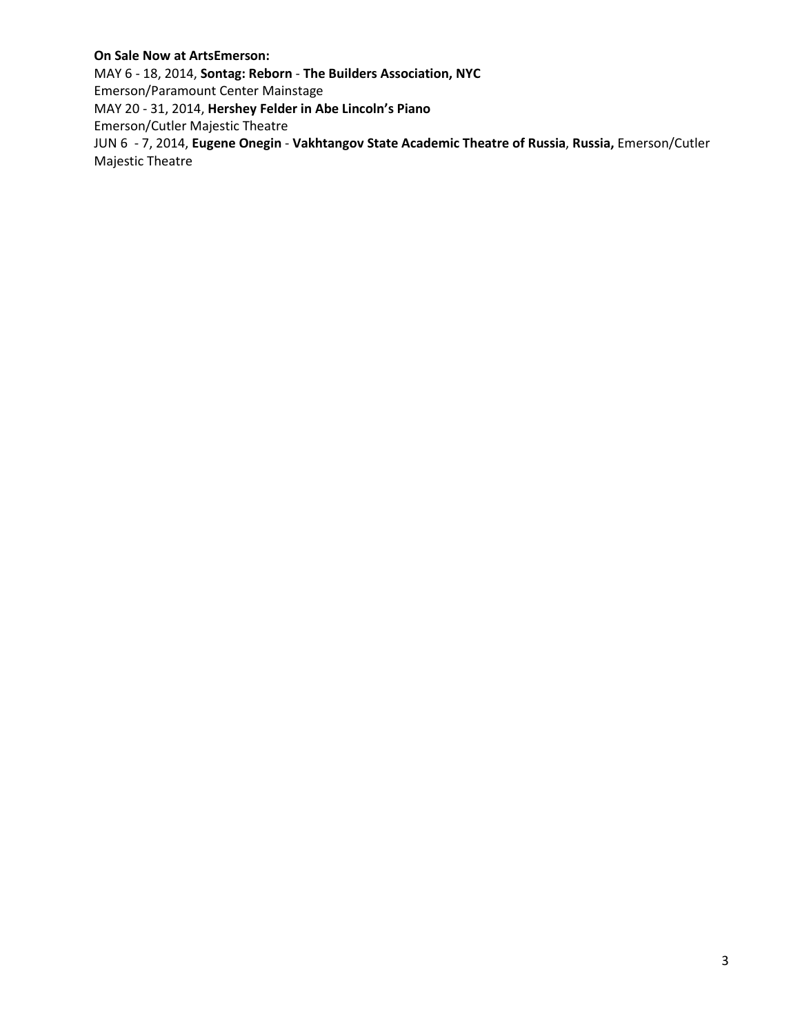**On Sale Now at ArtsEmerson:**

MAY 6 - 18, 2014, **Sontag: Reborn** - **The Builders Association, NYC**
Emerson/Paramount Center Mainstage
MAY 20 - 31, 2014, **Hershey Felder in Abe Lincoln's Piano**
Emerson/Cutler Majestic Theatre
JUN 6 - 7, 2014, **Eugene Onegin** - **Vakhtangov State Academic Theatre of Russia**, **Russia,** Emerson/Cutler Majestic Theatre